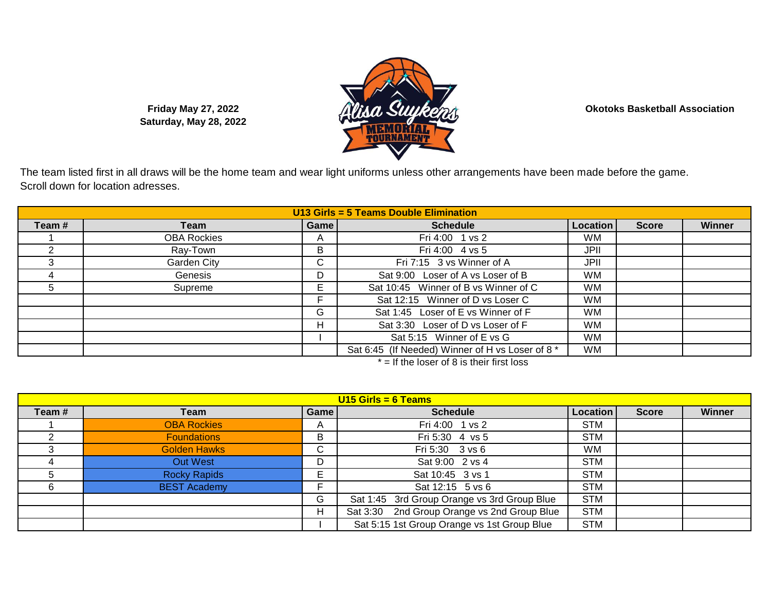**Friday May 27, 2022**
**Saturday, May 28, 2022**

**Okotoks Basketball Association**

The team listed first in all draws will be the home team and wear light uniforms unless other arrangements have been made before the game.
Scroll down for location adresses.

| U13 Girls = 5 Teams Double Elimination | | | | | | |
|---|---|---|---|---|---|---|
| **Team #** | **Team** | **Game** | **Schedule** | **Location** | **Score** | **Winner** |
| 1 | OBA Rockies | A | Fri 4:00 1 vs 2 | WM | | |
| 2 | Ray-Town | B | Fri 4:00 4 vs 5 | JPII | | |
| 3 | Garden City | C | Fri 7:15 3 vs Winner of A | JPII | | |
| 4 | Genesis | D | Sat 9:00 Loser of A vs Loser of B | WM | | |
| 5 | Supreme | E | Sat 10:45 Winner of B vs Winner of C | WM | | |
| | | F | Sat 12:15 Winner of D vs Loser C | WM | | |
| | | G | Sat 1:45 Loser of E vs Winner of F | WM | | |
| | | H | Sat 3:30 Loser of D vs Loser of F | WM | | |
| | | I | Sat 5:15 Winner of E vs G | WM | | |
| | | | Sat 6:45 (If Needed) Winner of H vs Loser of 8 * | WM | | |

* = If the loser of 8 is their first loss

| U15 Girls = 6 Teams | | | | | | |
|---|---|---|---|---|---|---|
| **Team #** | **Team** | **Game** | **Schedule** | **Location** | **Score** | **Winner** |
| 1 | OBA Rockies | A | Fri 4:00 1 vs 2 | STM | | |
| 2 | Foundations | B | Fri 5:30 4 vs 5 | STM | | |
| 3 | Golden Hawks | C | Fri 5:30 3 vs 6 | WM | | |
| 4 | Out West | D | Sat 9:00 2 vs 4 | STM | | |
| 5 | Rocky Rapids | E | Sat 10:45 3 vs 1 | STM | | |
| 6 | BEST Academy | F | Sat 12:15 5 vs 6 | STM | | |
| | | G | Sat 1:45 3rd Group Orange vs 3rd Group Blue | STM | | |
| | | H | Sat 3:30 2nd Group Orange vs 2nd Group Blue | STM | | |
| | | I | Sat 5:15 1st Group Orange vs 1st Group Blue | STM | | |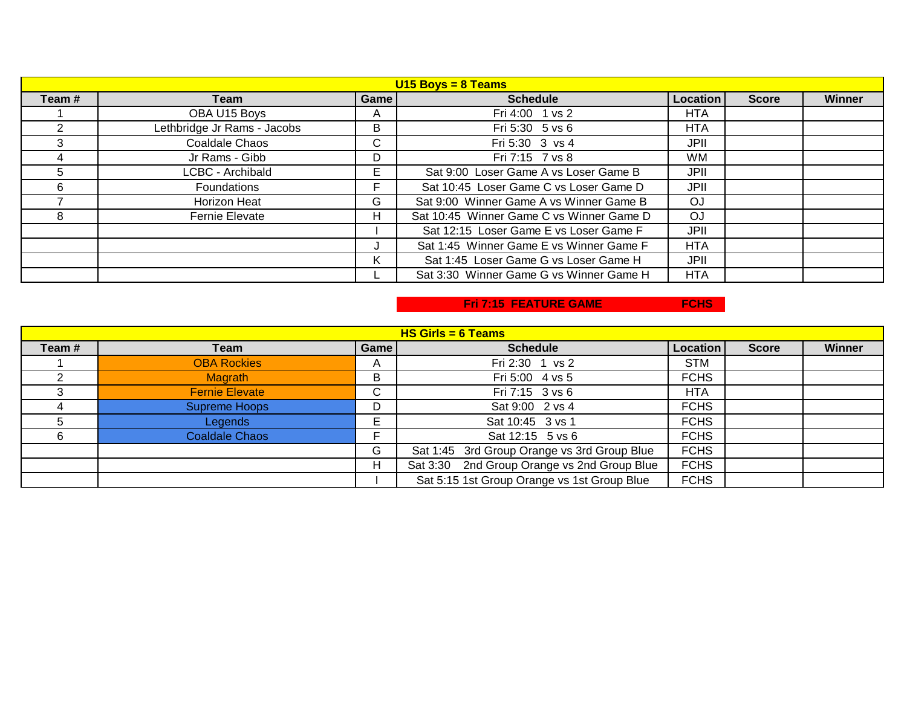## U15 Boys = 8 Teams

| Team # | Team | Game | Schedule | Location | Score | Winner |
|---|---|---|---|---|---|---|
| 1 | OBA U15 Boys | A | Fri 4:00 1 vs 2 | HTA | | |
| 2 | Lethbridge Jr Rams - Jacobs | B | Fri 5:30 5 vs 6 | HTA | | |
| 3 | Coaldale Chaos | C | Fri 5:30 3 vs 4 | JPII | | |
| 4 | Jr Rams - Gibb | D | Fri 7:15 7 vs 8 | WM | | |
| 5 | LCBC - Archibald | E | Sat 9:00 Loser Game A vs Loser Game B | JPII | | |
| 6 | Foundations | F | Sat 10:45 Loser Game C vs Loser Game D | JPII | | |
| 7 | Horizon Heat | G | Sat 9:00 Winner Game A vs Winner Game B | OJ | | |
| 8 | Fernie Elevate | H | Sat 10:45 Winner Game C vs Winner Game D | OJ | | |
| | | I | Sat 12:15 Loser Game E vs Loser Game F | JPII | | |
| | | J | Sat 1:45 Winner Game E vs Winner Game F | HTA | | |
| | | K | Sat 1:45 Loser Game G vs Loser Game H | JPII | | |
| | | L | Sat 3:30 Winner Game G vs Winner Game H | HTA | | |

**Fri 7:15 FEATURE GAME — FCHS**

## HS Girls = 6 Teams

| Team # | Team | Game | Schedule | Location | Score | Winner |
|---|---|---|---|---|---|---|
| 1 | OBA Rockies | A | Fri 2:30 1 vs 2 | STM | | |
| 2 | Magrath | B | Fri 5:00 4 vs 5 | FCHS | | |
| 3 | Fernie Elevate | C | Fri 7:15 3 vs 6 | HTA | | |
| 4 | Supreme Hoops | D | Sat 9:00 2 vs 4 | FCHS | | |
| 5 | Legends | E | Sat 10:45 3 vs 1 | FCHS | | |
| 6 | Coaldale Chaos | F | Sat 12:15 5 vs 6 | FCHS | | |
| | | G | Sat 1:45 3rd Group Orange vs 3rd Group Blue | FCHS | | |
| | | H | Sat 3:30 2nd Group Orange vs 2nd Group Blue | FCHS | | |
| | | I | Sat 5:15 1st Group Orange vs 1st Group Blue | FCHS | | |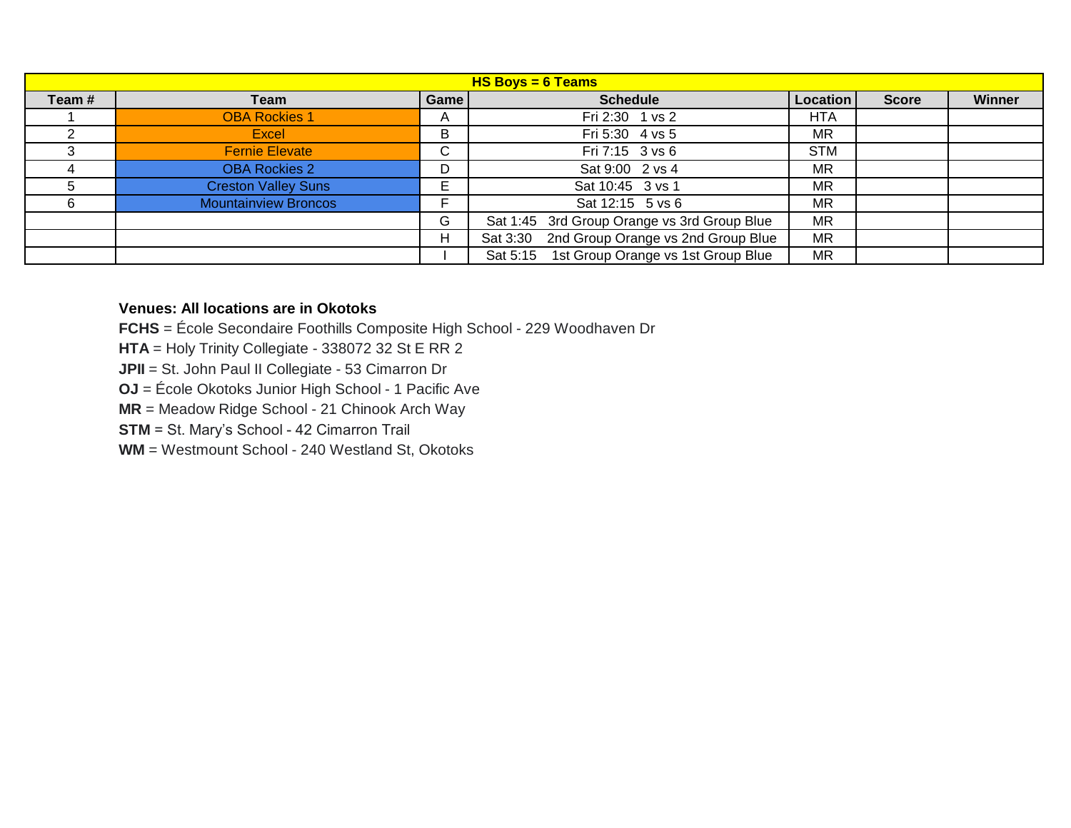| HS Boys = 6 Teams | | | | | | |
|---|---|---|---|---|---|---|
| **Team #** | **Team** | **Game** | **Schedule** | **Location** | **Score** | **Winner** |
| 1 | OBA Rockies 1 | A | Fri 2:30   1 vs 2 | HTA | | |
| 2 | Excel | B | Fri 5:30   4 vs 5 | MR | | |
| 3 | Fernie Elevate | C | Fri 7:15   3 vs 6 | STM | | |
| 4 | OBA Rockies 2 | D | Sat 9:00   2 vs 4 | MR | | |
| 5 | Creston Valley Suns | E | Sat 10:45   3 vs 1 | MR | | |
| 6 | Mountainview Broncos | F | Sat 12:15   5 vs 6 | MR | | |
| | | G | Sat 1:45   3rd Group Orange vs 3rd Group Blue | MR | | |
| | | H | Sat 3:30   2nd Group Orange vs 2nd Group Blue | MR | | |
| | | I | Sat 5:15   1st Group Orange vs 1st Group Blue | MR | | |

**Venues: All locations are in Okotoks**

**FCHS** = École Secondaire Foothills Composite High School - 229 Woodhaven Dr

**HTA** = Holy Trinity Collegiate - 338072 32 St E RR 2

**JPII** = St. John Paul II Collegiate - 53 Cimarron Dr

**OJ** = École Okotoks Junior High School - 1 Pacific Ave

**MR** = Meadow Ridge School - 21 Chinook Arch Way

**STM** = St. Mary's School - 42 Cimarron Trail

**WM** = Westmount School - 240 Westland St, Okotoks